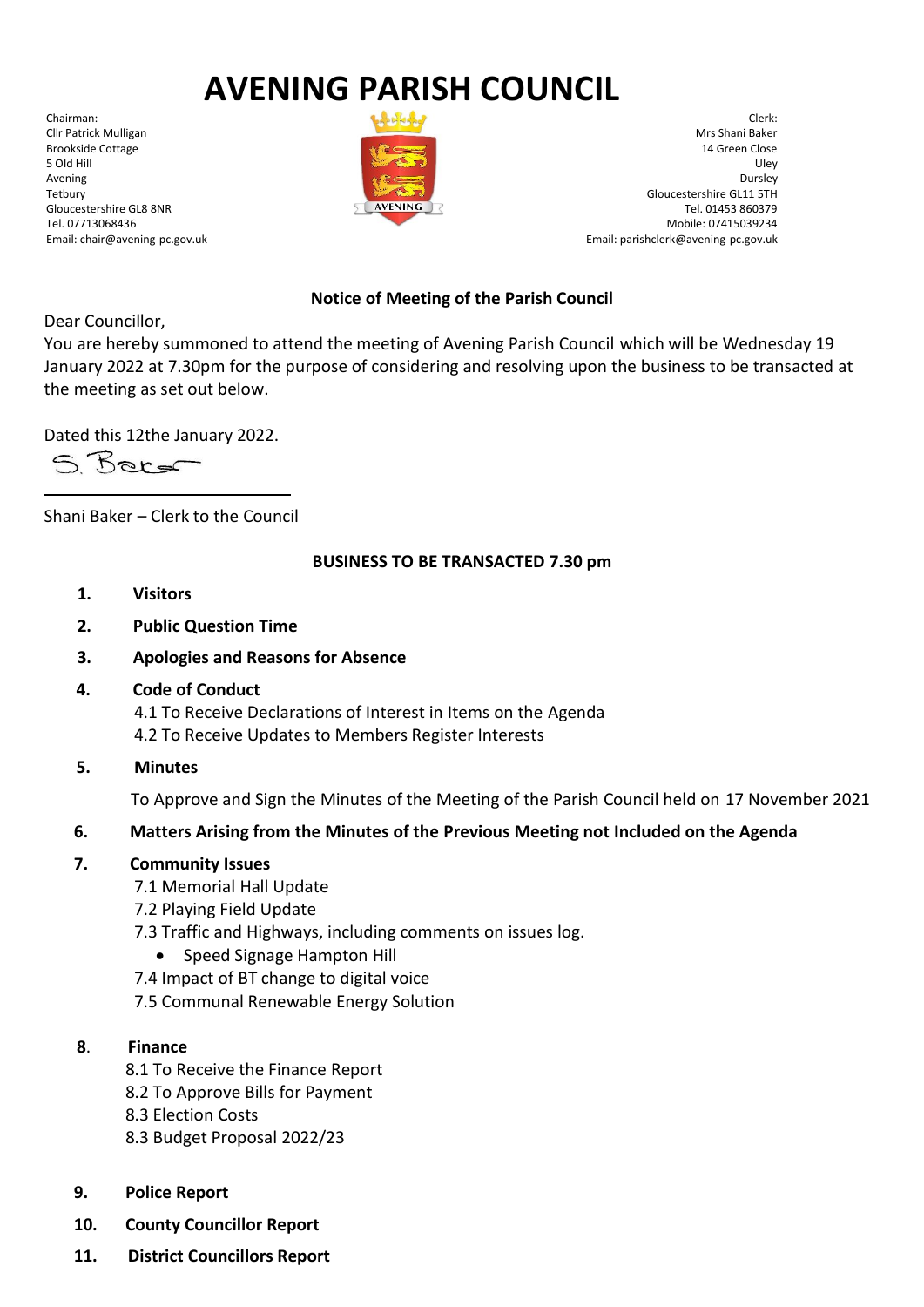# AVENING PARISH COUNCIL

Chairman:
Cllr Patrick Mulligan
Brookside Cottage
5 Old Hill
Avening
Tetbury
Gloucestershire GL8 8NR
Tel. 07713068436
Email: chair@avening-pc.gov.uk

Clerk:
Mrs Shani Baker
14 Green Close
Uley
Dursley
Gloucestershire GL11 5TH
Tel. 01453 860379
Mobile: 07415039234
Email: parishclerk@avening-pc.gov.uk

**Notice of Meeting of the Parish Council**

Dear Councillor,
You are hereby summoned to attend the meeting of Avening Parish Council which will be Wednesday 19 January 2022 at 7.30pm for the purpose of considering and resolving upon the business to be transacted at the meeting as set out below.

Dated this 12the January 2022.

S. Baker

Shani Baker – Clerk to the Council

**BUSINESS TO BE TRANSACTED 7.30 pm**

1. **Visitors**
2. **Public Question Time**
3. **Apologies and Reasons for Absence**
4. **Code of Conduct**
   4.1 To Receive Declarations of Interest in Items on the Agenda
   4.2 To Receive Updates to Members Register Interests
5. **Minutes**
   To Approve and Sign the Minutes of the Meeting of the Parish Council held on 17 November 2021
6. **Matters Arising from the Minutes of the Previous Meeting not Included on the Agenda**
7. **Community Issues**
   7.1 Memorial Hall Update
   7.2 Playing Field Update
   7.3 Traffic and Highways, including comments on issues log.
   - Speed Signage Hampton Hill

   7.4 Impact of BT change to digital voice
   7.5 Communal Renewable Energy Solution
8. **Finance**
   8.1 To Receive the Finance Report
   8.2 To Approve Bills for Payment
   8.3 Election Costs
   8.3 Budget Proposal 2022/23
9. **Police Report**
10. **County Councillor Report**
11. **District Councillors Report**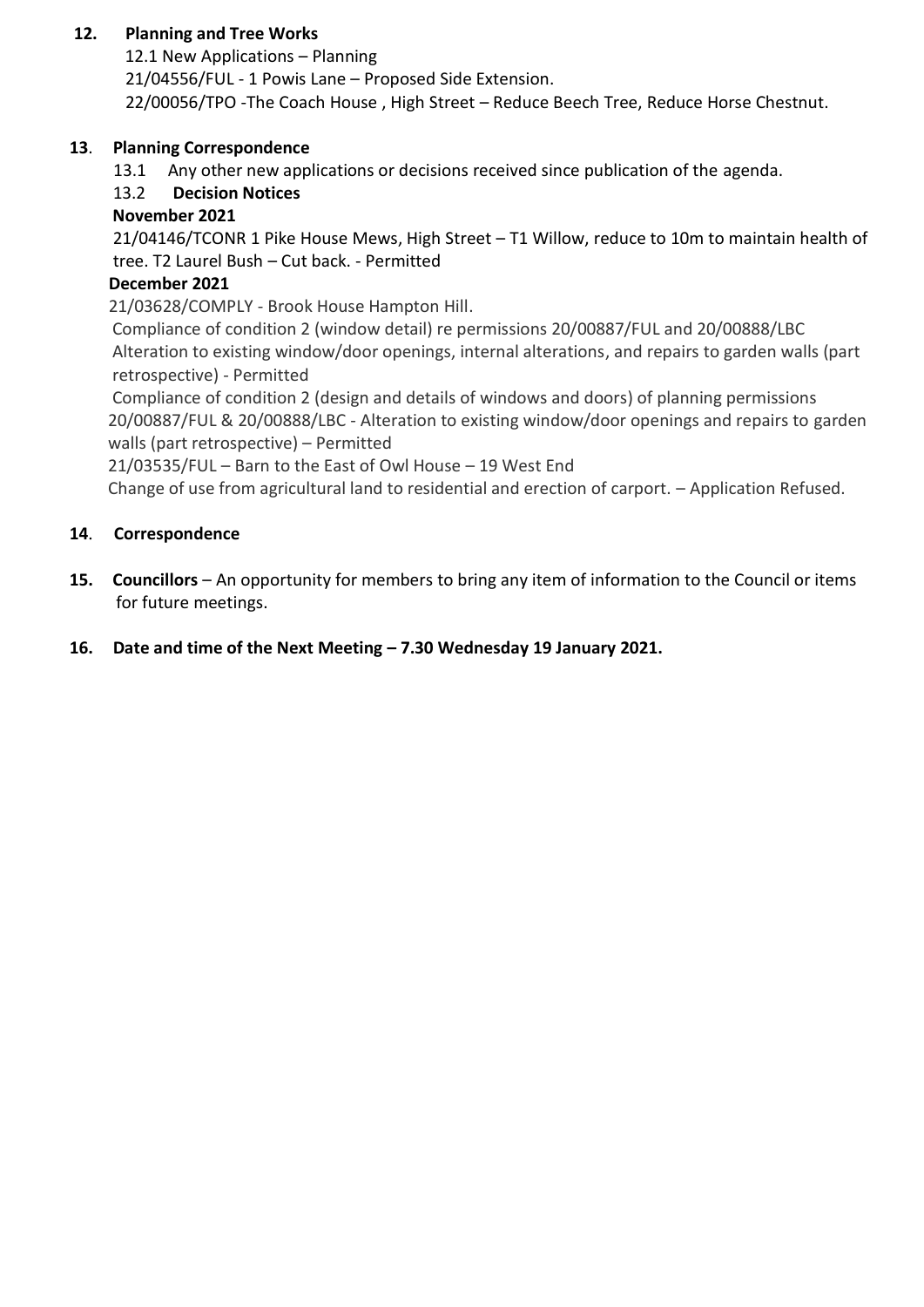**12. Planning and Tree Works**

12.1 New Applications – Planning

21/04556/FUL - 1 Powis Lane – Proposed Side Extension.

22/00056/TPO -The Coach House , High Street – Reduce Beech Tree, Reduce Horse Chestnut.

**13. Planning Correspondence**

13.1 Any other new applications or decisions received since publication of the agenda.

13.2 **Decision Notices**

**November 2021**

21/04146/TCONR 1 Pike House Mews, High Street – T1 Willow, reduce to 10m to maintain health of tree. T2 Laurel Bush – Cut back. - Permitted

**December 2021**

21/03628/COMPLY - Brook House Hampton Hill.

Compliance of condition 2 (window detail) re permissions 20/00887/FUL and 20/00888/LBC Alteration to existing window/door openings, internal alterations, and repairs to garden walls (part retrospective) - Permitted

Compliance of condition 2 (design and details of windows and doors) of planning permissions 20/00887/FUL & 20/00888/LBC - Alteration to existing window/door openings and repairs to garden walls (part retrospective) – Permitted

21/03535/FUL – Barn to the East of Owl House – 19 West End

Change of use from agricultural land to residential and erection of carport. – Application Refused.

**14. Correspondence**

**15. Councillors** – An opportunity for members to bring any item of information to the Council or items for future meetings.

**16. Date and time of the Next Meeting – 7.30 Wednesday 19 January 2021.**